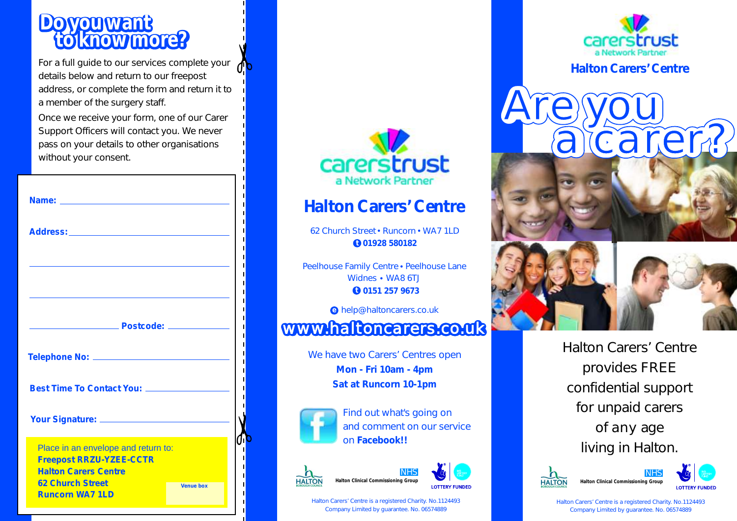# Do you want to know more?

For a full guide to our services complete your details below and return to our freepost address, or complete the form and return it to a member of the surgery staff.

Once we receive your form, one of our Carer Support Officers will contact you. We never pass on your details to other organisations without your consent.

**Name:** ______________________________

**Address:** ______________________________

______________________________

______________________________

______________________ **Postcode:** ______________

**Telephone No:** ______________________________

**Best Time To Contact You:** ______________________

**Your Signature:** ______________________________

Place in an envelope and return to:
**Freepost RRZU-YZEE-CCTR**
**Halton Carers Centre**
**62 Church Street**
**Runcorn WA7 1LD**

Venue box

carerstrust
a Network Partner

## Halton Carers' Centre

62 Church Street • Runcorn • WA7 1LD
**t 01928 580182**

Peelhouse Family Centre • Peelhouse Lane
Widnes • WA8 6TJ
**t 0151 257 9673**

e help@haltoncarers.co.uk

**www.haltoncarers.co.uk**

We have two Carers' Centres open
**Mon - Fri 10am - 4pm**
**Sat at Runcorn 10-1pm**

Find out what's going on and comment on our service on **Facebook!!**

HALTON BOROUGH COUNCIL | NHS Halton Clinical Commissioning Group | LOTTERY FUNDED

Halton Carers' Centre is a registered Charity. No.1124493
Company Limited by guarantee. No. 06574889

carerstrust
a Network Partner

## Halton Carers' Centre

# Are you a carer?

Halton Carers' Centre provides FREE confidential support for unpaid carers of any age living in Halton.

HALTON BOROUGH COUNCIL | NHS Halton Clinical Commissioning Group | LOTTERY FUNDED

Halton Carers' Centre is a registered Charity. No.1124493
Company Limited by guarantee. No. 06574889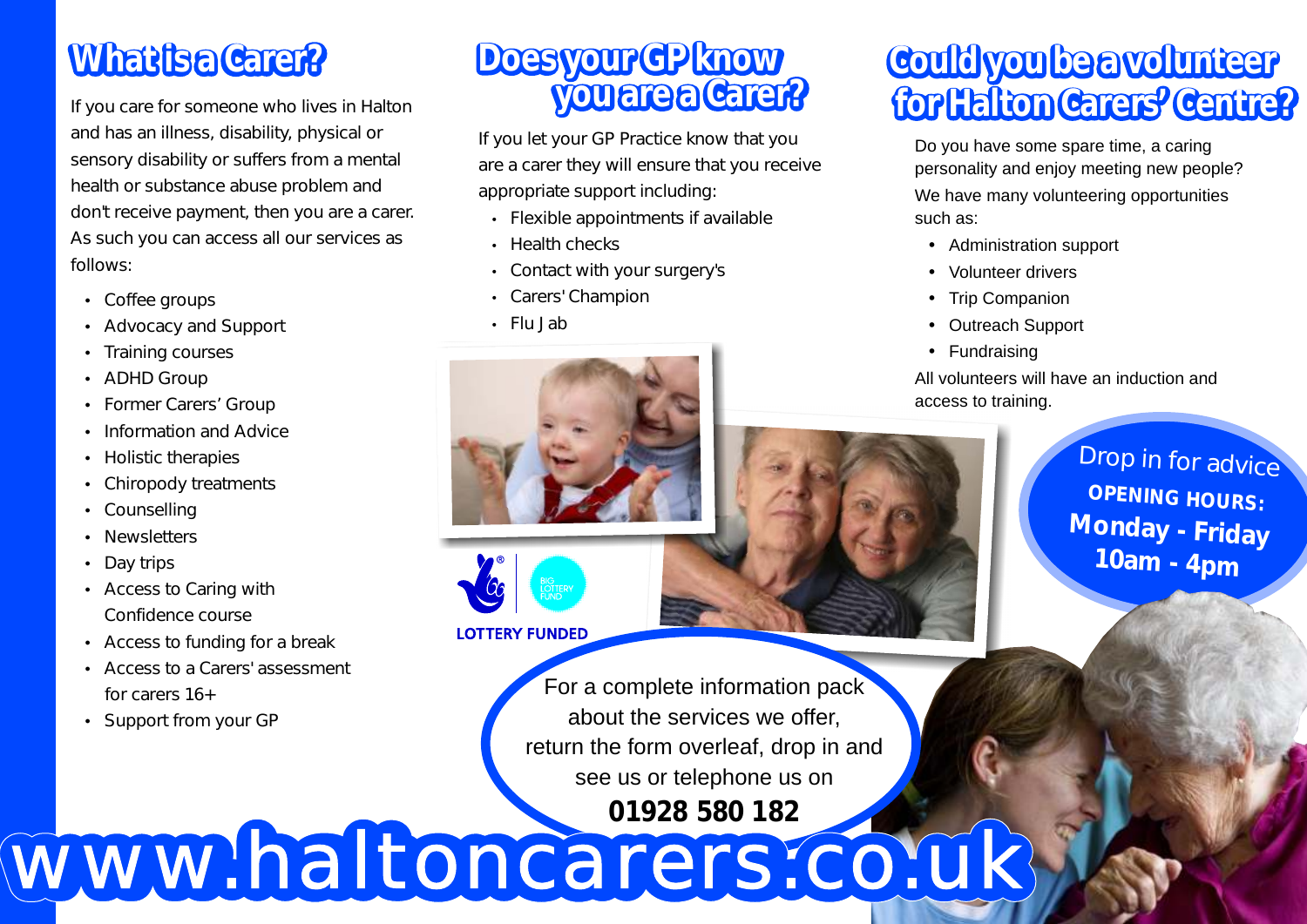# What is a Carer?

If you care for someone who lives in Halton and has an illness, disability, physical or sensory disability or suffers from a mental health or substance abuse problem and don't receive payment, then you are a carer. As such you can access all our services as follows:

- Coffee groups
- Advocacy and Support
- Training courses
- ADHD Group
- Former Carers' Group
- Information and Advice
- Holistic therapies
- Chiropody treatments
- Counselling
- Newsletters
- Day trips
- Access to Caring with Confidence course
- Access to funding for a break
- Access to a Carers' assessment for carers 16+
- Support from your GP

# Does your GP know you are a Carer?

If you let your GP Practice know that you are a carer they will ensure that you receive appropriate support including:

- Flexible appointments if available
- Health checks
- Contact with your surgery's
- Carers' Champion
- Flu Jab

LOTTERY FUNDED

BIG LOTTERY FUND

For a complete information pack about the services we offer, return the form overleaf, drop in and see us or telephone us on

**01928 580 182**

# Could you be a volunteer for Halton Carers' Centre?

Do you have some spare time, a caring personality and enjoy meeting new people?

We have many volunteering opportunities such as:

- Administration support
- Volunteer drivers
- Trip Companion
- Outreach Support
- Fundraising

All volunteers will have an induction and access to training.

Drop in for advice

**OPENING HOURS:**

**Monday - Friday**

**10am - 4pm**

www.haltoncarers.co.uk